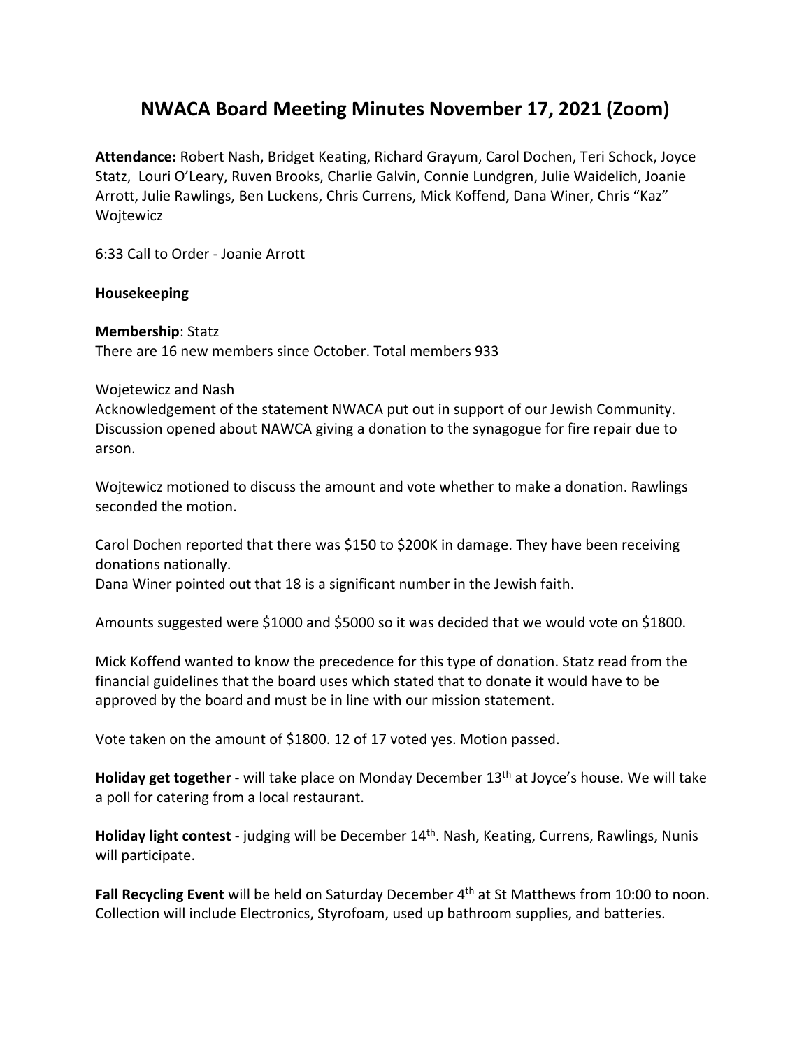# NWACA Board Meeting Minutes November 17, 2021 (Zoom)

**Attendance:** Robert Nash, Bridget Keating, Richard Grayum, Carol Dochen, Teri Schock, Joyce Statz, Louri O'Leary, Ruven Brooks, Charlie Galvin, Connie Lundgren, Julie Waidelich, Joanie Arrott, Julie Rawlings, Ben Luckens, Chris Currens, Mick Koffend, Dana Winer, Chris "Kaz" Wojtewicz

6:33 Call to Order - Joanie Arrott

**Housekeeping**

**Membership**: Statz
There are 16 new members since October. Total members 933

Wojetewicz and Nash
Acknowledgement of the statement NWACA put out in support of our Jewish Community. Discussion opened about NAWCA giving a donation to the synagogue for fire repair due to arson.

Wojtewicz motioned to discuss the amount and vote whether to make a donation. Rawlings seconded the motion.

Carol Dochen reported that there was $150 to $200K in damage. They have been receiving donations nationally.
Dana Winer pointed out that 18 is a significant number in the Jewish faith.

Amounts suggested were $1000 and $5000 so it was decided that we would vote on $1800.

Mick Koffend wanted to know the precedence for this type of donation. Statz read from the financial guidelines that the board uses which stated that to donate it would have to be approved by the board and must be in line with our mission statement.

Vote taken on the amount of $1800. 12 of 17 voted yes. Motion passed.

**Holiday get together** - will take place on Monday December 13th at Joyce's house. We will take a poll for catering from a local restaurant.

**Holiday light contest** - judging will be December 14th. Nash, Keating, Currens, Rawlings, Nunis will participate.

**Fall Recycling Event** will be held on Saturday December 4th at St Matthews from 10:00 to noon. Collection will include Electronics, Styrofoam, used up bathroom supplies, and batteries.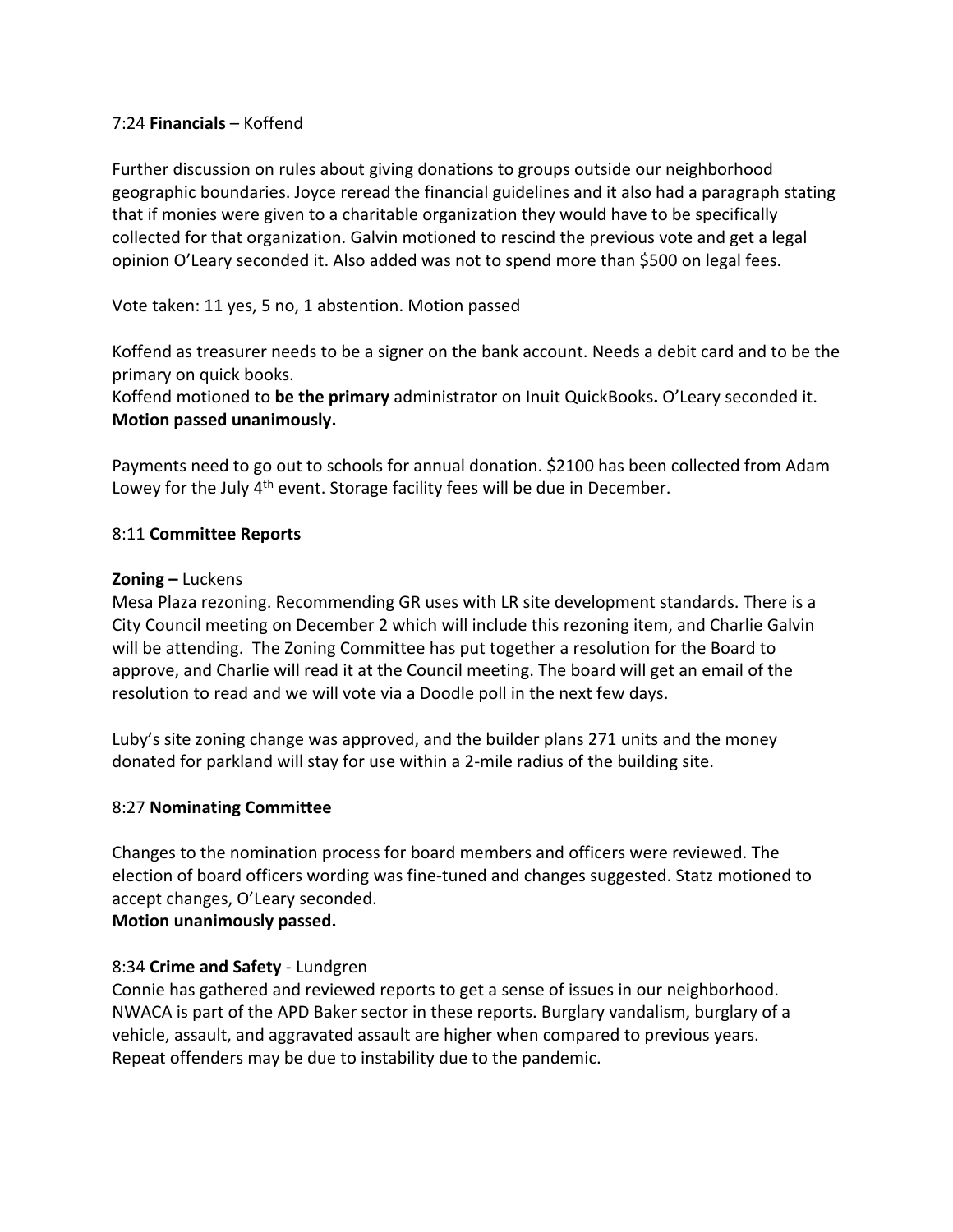7:24 **Financials** – Koffend

Further discussion on rules about giving donations to groups outside our neighborhood geographic boundaries. Joyce reread the financial guidelines and it also had a paragraph stating that if monies were given to a charitable organization they would have to be specifically collected for that organization. Galvin motioned to rescind the previous vote and get a legal opinion O'Leary seconded it. Also added was not to spend more than $500 on legal fees.

Vote taken: 11 yes, 5 no, 1 abstention. Motion passed

Koffend as treasurer needs to be a signer on the bank account. Needs a debit card and to be the primary on quick books.
Koffend motioned to **be the primary** administrator on Inuit QuickBooks**.** O'Leary seconded it.
**Motion passed unanimously.**

Payments need to go out to schools for annual donation. $2100 has been collected from Adam Lowey for the July 4th event. Storage facility fees will be due in December.

8:11 **Committee Reports**

**Zoning –** Luckens
Mesa Plaza rezoning. Recommending GR uses with LR site development standards. There is a City Council meeting on December 2 which will include this rezoning item, and Charlie Galvin will be attending. The Zoning Committee has put together a resolution for the Board to approve, and Charlie will read it at the Council meeting. The board will get an email of the resolution to read and we will vote via a Doodle poll in the next few days.

Luby's site zoning change was approved, and the builder plans 271 units and the money donated for parkland will stay for use within a 2-mile radius of the building site.

8:27 **Nominating Committee**

Changes to the nomination process for board members and officers were reviewed. The election of board officers wording was fine-tuned and changes suggested. Statz motioned to accept changes, O'Leary seconded.
**Motion unanimously passed.**

8:34 **Crime and Safety** - Lundgren
Connie has gathered and reviewed reports to get a sense of issues in our neighborhood. NWACA is part of the APD Baker sector in these reports. Burglary vandalism, burglary of a vehicle, assault, and aggravated assault are higher when compared to previous years. Repeat offenders may be due to instability due to the pandemic.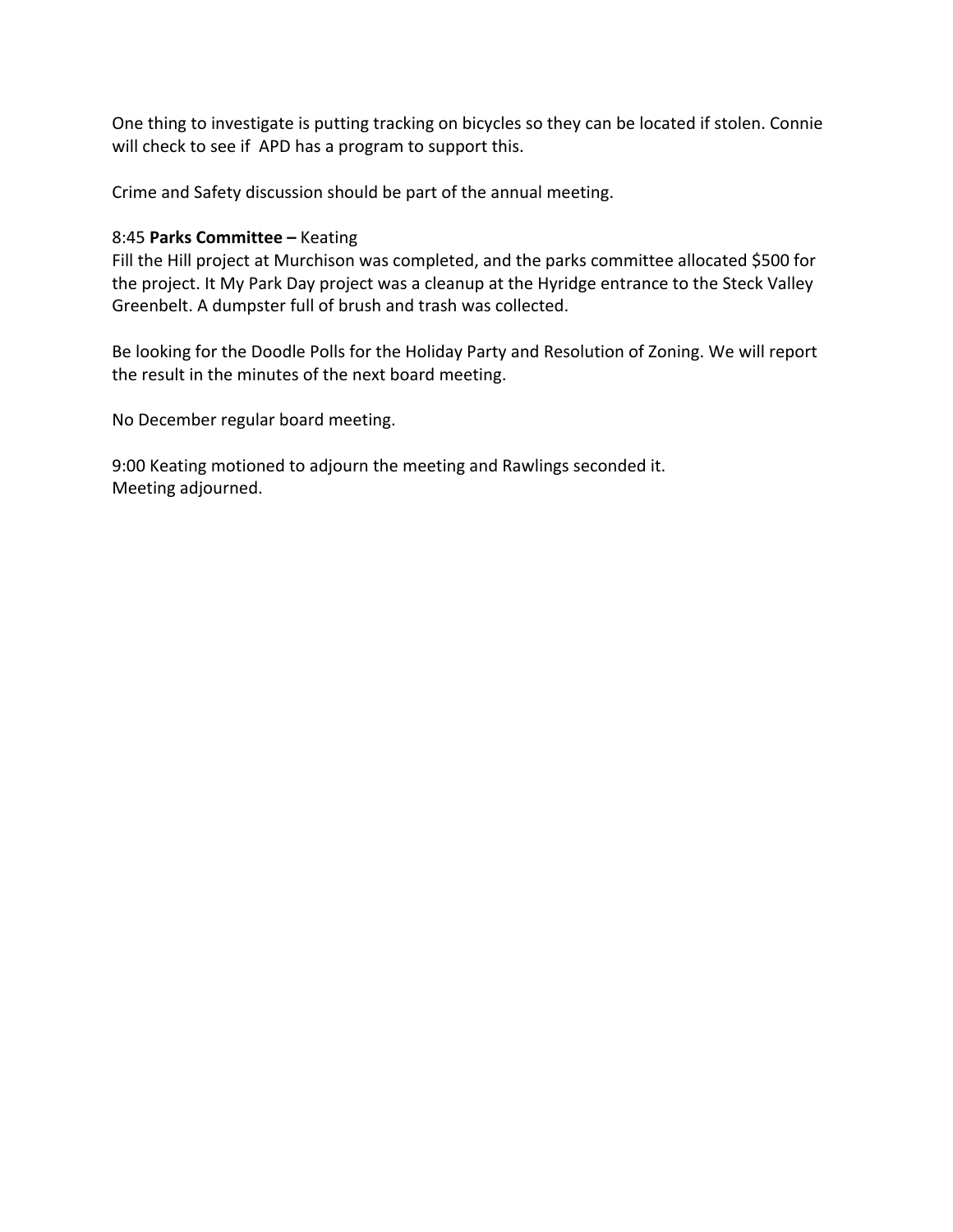One thing to investigate is putting tracking on bicycles so they can be located if stolen. Connie will check to see if APD has a program to support this.

Crime and Safety discussion should be part of the annual meeting.

8:45 **Parks Committee –** Keating
Fill the Hill project at Murchison was completed, and the parks committee allocated $500 for the project. It My Park Day project was a cleanup at the Hyridge entrance to the Steck Valley Greenbelt. A dumpster full of brush and trash was collected.

Be looking for the Doodle Polls for the Holiday Party and Resolution of Zoning. We will report the result in the minutes of the next board meeting.

No December regular board meeting.

9:00 Keating motioned to adjourn the meeting and Rawlings seconded it.
Meeting adjourned.